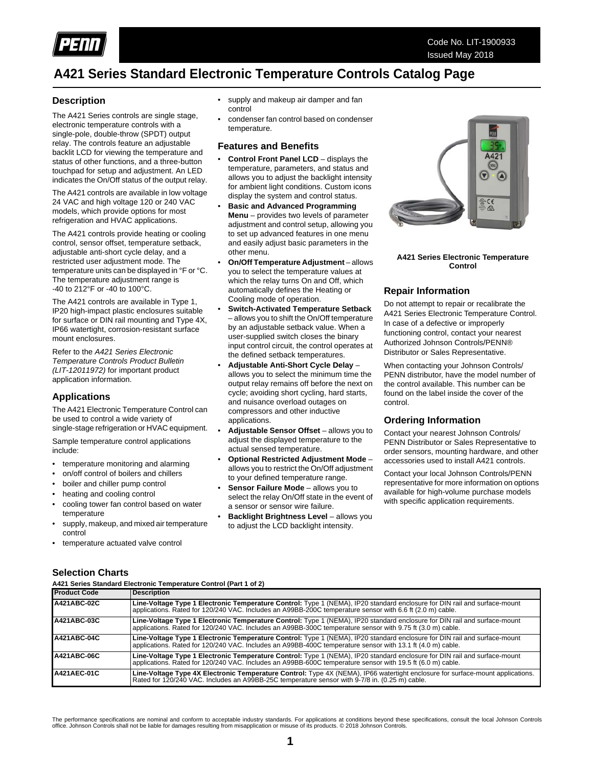Code No. LIT-1900933
Issued May 2018

# A421 Series Standard Electronic Temperature Controls Catalog Page

## Description

The A421 Series controls are single stage, electronic temperature controls with a single-pole, double-throw (SPDT) output relay. The controls feature an adjustable backlit LCD for viewing the temperature and status of other functions, and a three-button touchpad for setup and adjustment. An LED indicates the On/Off status of the output relay.

The A421 controls are available in low voltage 24 VAC and high voltage 120 or 240 VAC models, which provide options for most refrigeration and HVAC applications.

The A421 controls provide heating or cooling control, sensor offset, temperature setback, adjustable anti-short cycle delay, and a restricted user adjustment mode. The temperature units can be displayed in °F or °C. The temperature adjustment range is -40 to 212°F or -40 to 100°C.

The A421 controls are available in Type 1, IP20 high-impact plastic enclosures suitable for surface or DIN rail mounting and Type 4X, IP66 watertight, corrosion-resistant surface mount enclosures.

Refer to the *A421 Series Electronic Temperature Controls Product Bulletin (LIT-12011972)* for important product application information.

## Applications

The A421 Electronic Temperature Control can be used to control a wide variety of single-stage refrigeration or HVAC equipment.

Sample temperature control applications include:

- temperature monitoring and alarming
- on/off control of boilers and chillers
- boiler and chiller pump control
- heating and cooling control
- cooling tower fan control based on water temperature
- supply, makeup, and mixed air temperature control
- temperature actuated valve control
- supply and makeup air damper and fan control
- condenser fan control based on condenser temperature.

## Features and Benefits

- **Control Front Panel LCD** – displays the temperature, parameters, and status and allows you to adjust the backlight intensity for ambient light conditions. Custom icons display the system and control status.
- **Basic and Advanced Programming Menu** – provides two levels of parameter adjustment and control setup, allowing you to set up advanced features in one menu and easily adjust basic parameters in the other menu.
- **On/Off Temperature Adjustment** – allows you to select the temperature values at which the relay turns On and Off, which automatically defines the Heating or Cooling mode of operation.
- **Switch-Activated Temperature Setback** – allows you to shift the On/Off temperature by an adjustable setback value. When a user-supplied switch closes the binary input control circuit, the control operates at the defined setback temperatures.
- **Adjustable Anti-Short Cycle Delay** – allows you to select the minimum time the output relay remains off before the next on cycle; avoiding short cycling, hard starts, and nuisance overload outages on compressors and other inductive applications.
- **Adjustable Sensor Offset** – allows you to adjust the displayed temperature to the actual sensed temperature.
- **Optional Restricted Adjustment Mode** – allows you to restrict the On/Off adjustment to your defined temperature range.
- **Sensor Failure Mode** – allows you to select the relay On/Off state in the event of a sensor or sensor wire failure.
- **Backlight Brightness Level** – allows you to adjust the LCD backlight intensity.

**A421 Series Electronic Temperature Control**

## Repair Information

Do not attempt to repair or recalibrate the A421 Series Electronic Temperature Control. In case of a defective or improperly functioning control, contact your nearest Authorized Johnson Controls/PENN® Distributor or Sales Representative.

When contacting your Johnson Controls/ PENN distributor, have the model number of the control available. This number can be found on the label inside the cover of the control.

## Ordering Information

Contact your nearest Johnson Controls/ PENN Distributor or Sales Representative to order sensors, mounting hardware, and other accessories used to install A421 controls.

Contact your local Johnson Controls/PENN representative for more information on options available for high-volume purchase models with specific application requirements.

## Selection Charts

**A421 Series Standard Electronic Temperature Control (Part 1 of 2)**

| Product Code | Description |
|---|---|
| A421ABC-02C | **Line-Voltage Type 1 Electronic Temperature Control:** Type 1 (NEMA), IP20 standard enclosure for DIN rail and surface-mount applications. Rated for 120/240 VAC. Includes an A99BB-200C temperature sensor with 6.6 ft (2.0 m) cable. |
| A421ABC-03C | **Line-Voltage Type 1 Electronic Temperature Control:** Type 1 (NEMA), IP20 standard enclosure for DIN rail and surface-mount applications. Rated for 120/240 VAC. Includes an A99BB-300C temperature sensor with 9.75 ft (3.0 m) cable. |
| A421ABC-04C | **Line-Voltage Type 1 Electronic Temperature Control:** Type 1 (NEMA), IP20 standard enclosure for DIN rail and surface-mount applications. Rated for 120/240 VAC. Includes an A99BB-400C temperature sensor with 13.1 ft (4.0 m) cable. |
| A421ABC-06C | **Line-Voltage Type 1 Electronic Temperature Control:** Type 1 (NEMA), IP20 standard enclosure for DIN rail and surface-mount applications. Rated for 120/240 VAC. Includes an A99BB-600C temperature sensor with 19.5 ft (6.0 m) cable. |
| A421AEC-01C | **Line-Voltage Type 4X Electronic Temperature Control:** Type 4X (NEMA), IP66 watertight enclosure for surface-mount applications. Rated for 120/240 VAC. Includes an A99BB-25C temperature sensor with 9-7/8 in. (0.25 m) cable. |

The performance specifications are nominal and conform to acceptable industry standards. For applications at conditions beyond these specifications, consult the local Johnson Controls office. Johnson Controls shall not be liable for damages resulting from misapplication or misuse of its products. © 2018 Johnson Controls.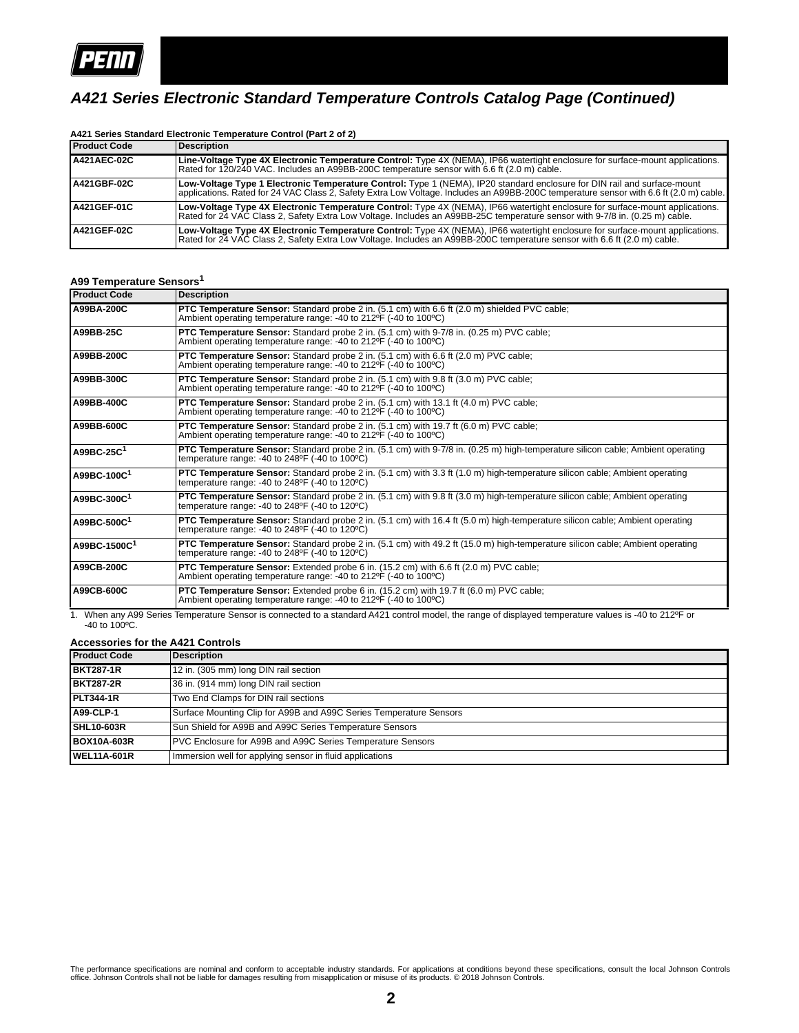# A421 Series Electronic Standard Temperature Controls Catalog Page (Continued)

**A421 Series Standard Electronic Temperature Control (Part 2 of 2)**

| Product Code | Description |
| --- | --- |
| A421AEC-02C | **Line-Voltage Type 4X Electronic Temperature Control:** Type 4X (NEMA), IP66 watertight enclosure for surface-mount applications. Rated for 120/240 VAC. Includes an A99BB-200C temperature sensor with 6.6 ft (2.0 m) cable. |
| A421GBF-02C | **Low-Voltage Type 1 Electronic Temperature Control:** Type 1 (NEMA), IP20 standard enclosure for DIN rail and surface-mount applications. Rated for 24 VAC Class 2, Safety Extra Low Voltage. Includes an A99BB-200C temperature sensor with 6.6 ft (2.0 m) cable. |
| A421GEF-01C | **Low-Voltage Type 4X Electronic Temperature Control:** Type 4X (NEMA), IP66 watertight enclosure for surface-mount applications. Rated for 24 VAC Class 2, Safety Extra Low Voltage. Includes an A99BB-25C temperature sensor with 9-7/8 in. (0.25 m) cable. |
| A421GEF-02C | **Low-Voltage Type 4X Electronic Temperature Control:** Type 4X (NEMA), IP66 watertight enclosure for surface-mount applications. Rated for 24 VAC Class 2, Safety Extra Low Voltage. Includes an A99BB-200C temperature sensor with 6.6 ft (2.0 m) cable. |

**A99 Temperature Sensors[1]**

| Product Code | Description |
| --- | --- |
| A99BA-200C | **PTC Temperature Sensor:** Standard probe 2 in. (5.1 cm) with 6.6 ft (2.0 m) shielded PVC cable; Ambient operating temperature range: -40 to 212ºF (-40 to 100ºC) |
| A99BB-25C | **PTC Temperature Sensor:** Standard probe 2 in. (5.1 cm) with 9-7/8 in. (0.25 m) PVC cable; Ambient operating temperature range: -40 to 212ºF (-40 to 100ºC) |
| A99BB-200C | **PTC Temperature Sensor:** Standard probe 2 in. (5.1 cm) with 6.6 ft (2.0 m) PVC cable; Ambient operating temperature range: -40 to 212ºF (-40 to 100ºC) |
| A99BB-300C | **PTC Temperature Sensor:** Standard probe 2 in. (5.1 cm) with 9.8 ft (3.0 m) PVC cable; Ambient operating temperature range: -40 to 212ºF (-40 to 100ºC) |
| A99BB-400C | **PTC Temperature Sensor:** Standard probe 2 in. (5.1 cm) with 13.1 ft (4.0 m) PVC cable; Ambient operating temperature range: -40 to 212ºF (-40 to 100ºC) |
| A99BB-600C | **PTC Temperature Sensor:** Standard probe 2 in. (5.1 cm) with 19.7 ft (6.0 m) PVC cable; Ambient operating temperature range: -40 to 212ºF (-40 to 100ºC) |
| A99BC-25C[1] | **PTC Temperature Sensor:** Standard probe 2 in. (5.1 cm) with 9-7/8 in. (0.25 m) high-temperature silicon cable; Ambient operating temperature range: -40 to 248ºF (-40 to 100ºC) |
| A99BC-100C[1] | **PTC Temperature Sensor:** Standard probe 2 in. (5.1 cm) with 3.3 ft (1.0 m) high-temperature silicon cable; Ambient operating temperature range: -40 to 248ºF (-40 to 120ºC) |
| A99BC-300C[1] | **PTC Temperature Sensor:** Standard probe 2 in. (5.1 cm) with 9.8 ft (3.0 m) high-temperature silicon cable; Ambient operating temperature range: -40 to 248ºF (-40 to 120ºC) |
| A99BC-500C[1] | **PTC Temperature Sensor:** Standard probe 2 in. (5.1 cm) with 16.4 ft (5.0 m) high-temperature silicon cable; Ambient operating temperature range: -40 to 248ºF (-40 to 120ºC) |
| A99BC-1500C[1] | **PTC Temperature Sensor:** Standard probe 2 in. (5.1 cm) with 49.2 ft (15.0 m) high-temperature silicon cable; Ambient operating temperature range: -40 to 248ºF (-40 to 120ºC) |
| A99CB-200C | **PTC Temperature Sensor:** Extended probe 6 in. (15.2 cm) with 6.6 ft (2.0 m) PVC cable; Ambient operating temperature range: -40 to 212ºF (-40 to 100ºC) |
| A99CB-600C | **PTC Temperature Sensor:** Extended probe 6 in. (15.2 cm) with 19.7 ft (6.0 m) PVC cable; Ambient operating temperature range: -40 to 212ºF (-40 to 100ºC) |

1. When any A99 Series Temperature Sensor is connected to a standard A421 control model, the range of displayed temperature values is -40 to 212ºF or -40 to 100ºC.

**Accessories for the A421 Controls**

| Product Code | Description |
| --- | --- |
| BKT287-1R | 12 in. (305 mm) long DIN rail section |
| BKT287-2R | 36 in. (914 mm) long DIN rail section |
| PLT344-1R | Two End Clamps for DIN rail sections |
| A99-CLP-1 | Surface Mounting Clip for A99B and A99C Series Temperature Sensors |
| SHL10-603R | Sun Shield for A99B and A99C Series Temperature Sensors |
| BOX10A-603R | PVC Enclosure for A99B and A99C Series Temperature Sensors |
| WEL11A-601R | Immersion well for applying sensor in fluid applications |

The performance specifications are nominal and conform to acceptable industry standards. For applications at conditions beyond these specifications, consult the local Johnson Controls office. Johnson Controls shall not be liable for damages resulting from misapplication or misuse of its products. © 2018 Johnson Controls.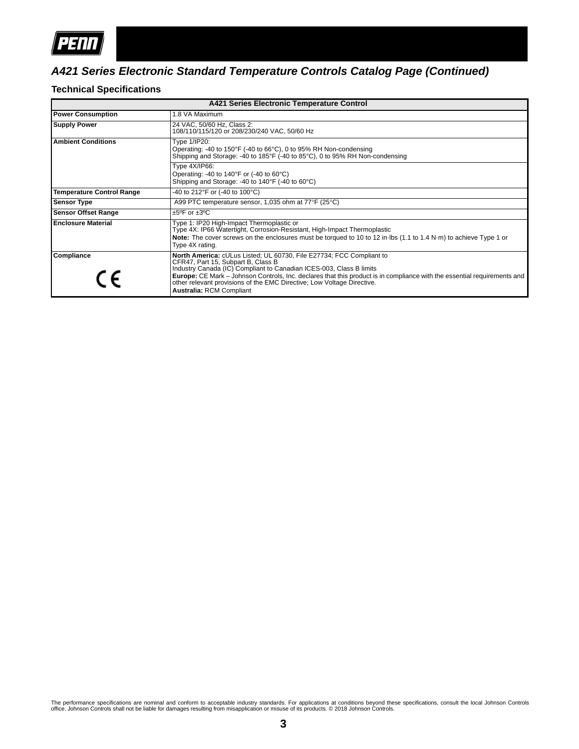## A421 Series Electronic Standard Temperature Controls Catalog Page (Continued)

### Technical Specifications

| A421 Series Electronic Temperature Control | |
|---|---|
| **Power Consumption** | 1.8 VA Maximum |
| **Supply Power** | 24 VAC, 50/60 Hz, Class 2:<br>108/110/115/120 or 208/230/240 VAC, 50/60 Hz |
| **Ambient Conditions** | Type 1/IP20:<br>Operating: -40 to 150°F (-40 to 66°C), 0 to 95% RH Non-condensing<br>Shipping and Storage: -40 to 185°F (-40 to 85°C), 0 to 95% RH Non-condensing |
| | Type 4X/IP66:<br>Operating: -40 to 140°F or (-40 to 60°C)<br>Shipping and Storage: -40 to 140°F (-40 to 60°C) |
| **Temperature Control Range** | -40 to 212°F or (-40 to 100°C) |
| **Sensor Type** | A99 PTC temperature sensor, 1,035 ohm at 77°F (25°C) |
| **Sensor Offset Range** | ±5ºF or ±3ºC |
| **Enclosure Material** | Type 1: IP20 High-Impact Thermoplastic or<br>Type 4X: IP66 Watertight, Corrosion-Resistant, High-Impact Thermoplastic<br>**Note:** The cover screws on the enclosures must be torqued to 10 to 12 in·lbs (1.1 to 1.4 N·m) to achieve Type 1 or Type 4X rating. |
| **Compliance**<br>CE | **North America:** cULus Listed; UL 60730, File E27734; FCC Compliant to CFR47, Part 15, Subpart B, Class B<br>Industry Canada (IC) Compliant to Canadian ICES-003, Class B limits<br>**Europe:** CE Mark – Johnson Controls, Inc. declares that this product is in compliance with the essential requirements and other relevant provisions of the EMC Directive; Low Voltage Directive.<br>**Australia:** RCM Compliant |

The performance specifications are nominal and conform to acceptable industry standards. For applications at conditions beyond these specifications, consult the local Johnson Controls office. Johnson Controls shall not be liable for damages resulting from misapplication or misuse of its products. © 2018 Johnson Controls.